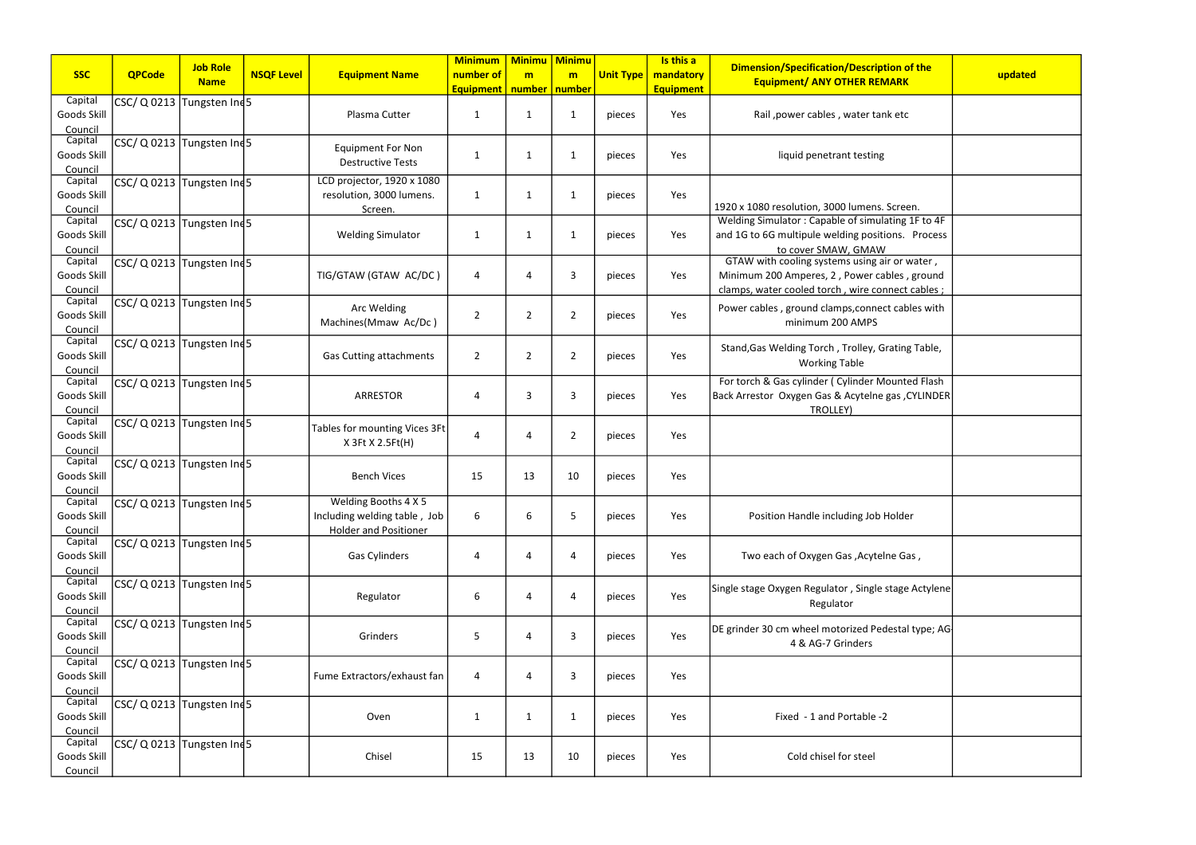| SSC | QPCode | Job Role Name | NSQF Level | Equipment Name | Minimum number of Equipment | Minimum number | Minimum number | Unit Type | Is this a mandatory Equipment | Dimension/Specification/Description of the Equipment/ ANY OTHER REMARK | updated |
|---|---|---|---|---|---|---|---|---|---|---|---|
| Capital Goods Skill Council | CSC/ Q 0213 | Tungsten Ine | 5 | Plasma Cutter | 1 | 1 | 1 | pieces | Yes | Rail ,power cables , water tank etc | |
| Capital Goods Skill Council | CSC/ Q 0213 | Tungsten Ine | 5 | Equipment For Non Destructive Tests | 1 | 1 | 1 | pieces | Yes | liquid penetrant testing | |
| Capital Goods Skill Council | CSC/ Q 0213 | Tungsten Ine | 5 | LCD projector, 1920 x 1080 resolution, 3000 lumens. Screen. | 1 | 1 | 1 | pieces | Yes | 1920 x 1080 resolution, 3000 lumens. Screen. | |
| Capital Goods Skill Council | CSC/ Q 0213 | Tungsten Ine | 5 | Welding Simulator | 1 | 1 | 1 | pieces | Yes | Welding Simulator : Capable of simulating 1F to 4F and 1G to 6G multipule welding positions. Process to cover SMAW, GMAW | |
| Capital Goods Skill Council | CSC/ Q 0213 | Tungsten Ine | 5 | TIG/GTAW (GTAW AC/DC ) | 4 | 4 | 3 | pieces | Yes | GTAW with cooling systems using air or water , Minimum 200 Amperes, 2 , Power cables , ground clamps, water cooled torch , wire connect cables ; | |
| Capital Goods Skill Council | CSC/ Q 0213 | Tungsten Ine | 5 | Arc Welding Machines(Mmaw Ac/Dc ) | 2 | 2 | 2 | pieces | Yes | Power cables , ground clamps,connect cables with minimum 200 AMPS | |
| Capital Goods Skill Council | CSC/ Q 0213 | Tungsten Ine | 5 | Gas Cutting attachments | 2 | 2 | 2 | pieces | Yes | Stand,Gas Welding Torch , Trolley, Grating Table, Working Table | |
| Capital Goods Skill Council | CSC/ Q 0213 | Tungsten Ine | 5 | ARRESTOR | 4 | 3 | 3 | pieces | Yes | For torch & Gas cylinder ( Cylinder Mounted Flash Back Arrestor Oxygen Gas & Acytelne gas ,CYLINDER TROLLEY) | |
| Capital Goods Skill Council | CSC/ Q 0213 | Tungsten Ine | 5 | Tables for mounting Vices 3Ft X 3Ft X 2.5Ft(H) | 4 | 4 | 2 | pieces | Yes | | |
| Capital Goods Skill Council | CSC/ Q 0213 | Tungsten Ine | 5 | Bench Vices | 15 | 13 | 10 | pieces | Yes | | |
| Capital Goods Skill Council | CSC/ Q 0213 | Tungsten Ine | 5 | Welding Booths 4 X 5 Including welding table , Job Holder and Positioner | 6 | 6 | 5 | pieces | Yes | Position Handle including Job Holder | |
| Capital Goods Skill Council | CSC/ Q 0213 | Tungsten Ine | 5 | Gas Cylinders | 4 | 4 | 4 | pieces | Yes | Two each of Oxygen Gas ,Acytelne Gas , | |
| Capital Goods Skill Council | CSC/ Q 0213 | Tungsten Ine | 5 | Regulator | 6 | 4 | 4 | pieces | Yes | Single stage Oxygen Regulator , Single stage Actylene Regulator | |
| Capital Goods Skill Council | CSC/ Q 0213 | Tungsten Ine | 5 | Grinders | 5 | 4 | 3 | pieces | Yes | DE grinder 30 cm wheel motorized Pedestal type; AG-4 & AG-7 Grinders | |
| Capital Goods Skill Council | CSC/ Q 0213 | Tungsten Ine | 5 | Fume Extractors/exhaust fan | 4 | 4 | 3 | pieces | Yes | | |
| Capital Goods Skill Council | CSC/ Q 0213 | Tungsten Ine | 5 | Oven | 1 | 1 | 1 | pieces | Yes | Fixed - 1 and Portable -2 | |
| Capital Goods Skill Council | CSC/ Q 0213 | Tungsten Ine | 5 | Chisel | 15 | 13 | 10 | pieces | Yes | Cold chisel for steel | |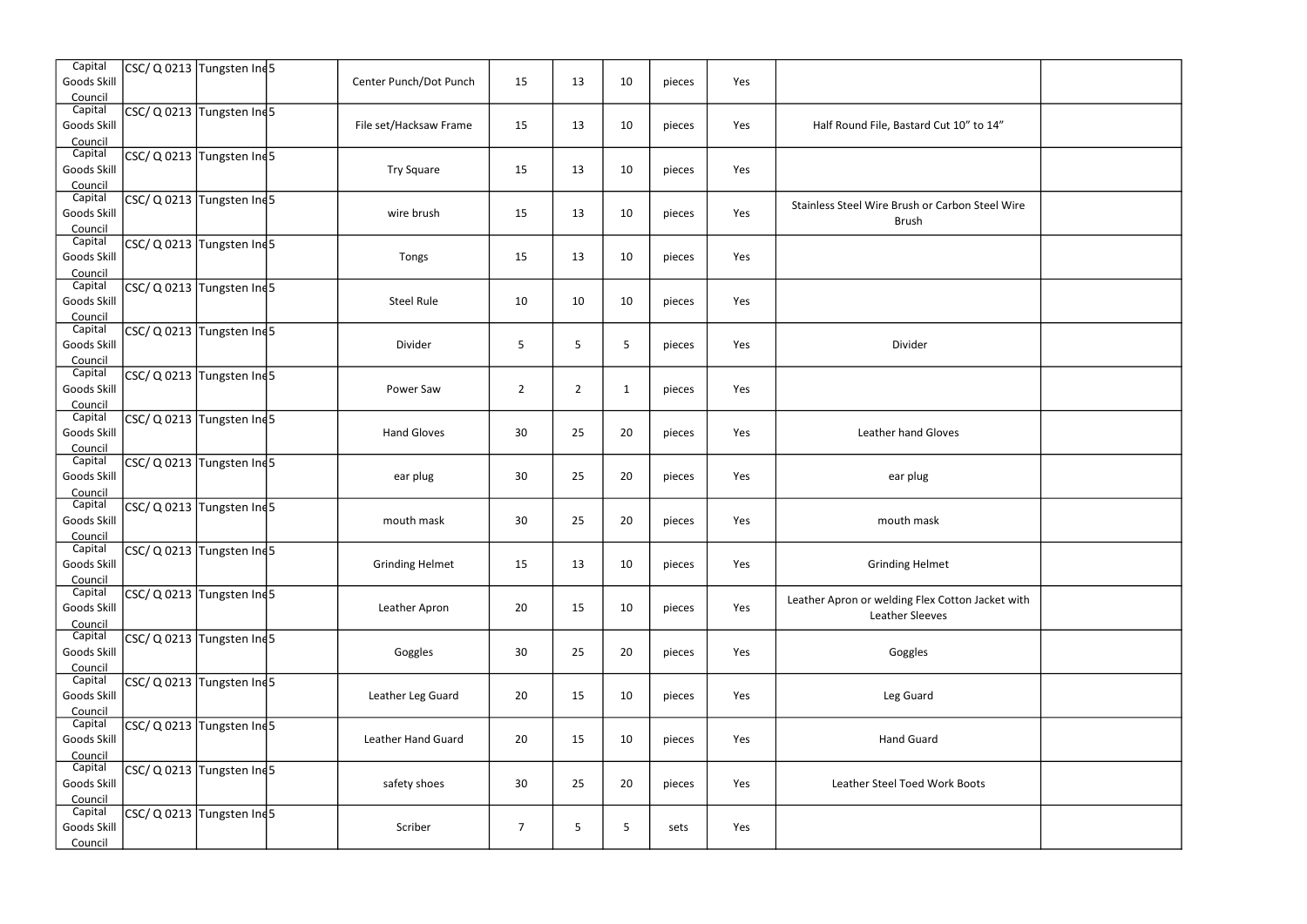| | | | | | | | | | | | |
|---|---|---|---|---|---|---|---|---|---|---|---|
| Capital Goods Skill Council | CSC/ Q 0213 | Tungsten Ine | 5 | | Center Punch/Dot Punch | 15 | 13 | 10 | pieces | Yes | | |
| Capital Goods Skill Council | CSC/ Q 0213 | Tungsten Ine | 5 | | File set/Hacksaw Frame | 15 | 13 | 10 | pieces | Yes | Half Round File, Bastard Cut 10" to 14" | |
| Capital Goods Skill Council | CSC/ Q 0213 | Tungsten Ine | 5 | | Try Square | 15 | 13 | 10 | pieces | Yes | | |
| Capital Goods Skill Council | CSC/ Q 0213 | Tungsten Ine | 5 | | wire brush | 15 | 13 | 10 | pieces | Yes | Stainless Steel Wire Brush or Carbon Steel Wire Brush | |
| Capital Goods Skill Council | CSC/ Q 0213 | Tungsten Ine | 5 | | Tongs | 15 | 13 | 10 | pieces | Yes | | |
| Capital Goods Skill Council | CSC/ Q 0213 | Tungsten Ine | 5 | | Steel Rule | 10 | 10 | 10 | pieces | Yes | | |
| Capital Goods Skill Council | CSC/ Q 0213 | Tungsten Ine | 5 | | Divider | 5 | 5 | 5 | pieces | Yes | Divider | |
| Capital Goods Skill Council | CSC/ Q 0213 | Tungsten Ine | 5 | | Power Saw | 2 | 2 | 1 | pieces | Yes | | |
| Capital Goods Skill Council | CSC/ Q 0213 | Tungsten Ine | 5 | | Hand Gloves | 30 | 25 | 20 | pieces | Yes | Leather hand Gloves | |
| Capital Goods Skill Council | CSC/ Q 0213 | Tungsten Ine | 5 | | ear plug | 30 | 25 | 20 | pieces | Yes | ear plug | |
| Capital Goods Skill Council | CSC/ Q 0213 | Tungsten Ine | 5 | | mouth mask | 30 | 25 | 20 | pieces | Yes | mouth mask | |
| Capital Goods Skill Council | CSC/ Q 0213 | Tungsten Ine | 5 | | Grinding Helmet | 15 | 13 | 10 | pieces | Yes | Grinding Helmet | |
| Capital Goods Skill Council | CSC/ Q 0213 | Tungsten Ine | 5 | | Leather Apron | 20 | 15 | 10 | pieces | Yes | Leather Apron or welding Flex Cotton Jacket with Leather Sleeves | |
| Capital Goods Skill Council | CSC/ Q 0213 | Tungsten Ine | 5 | | Goggles | 30 | 25 | 20 | pieces | Yes | Goggles | |
| Capital Goods Skill Council | CSC/ Q 0213 | Tungsten Ine | 5 | | Leather Leg Guard | 20 | 15 | 10 | pieces | Yes | Leg Guard | |
| Capital Goods Skill Council | CSC/ Q 0213 | Tungsten Ine | 5 | | Leather Hand Guard | 20 | 15 | 10 | pieces | Yes | Hand Guard | |
| Capital Goods Skill Council | CSC/ Q 0213 | Tungsten Ine | 5 | | safety shoes | 30 | 25 | 20 | pieces | Yes | Leather Steel Toed Work Boots | |
| Capital Goods Skill Council | CSC/ Q 0213 | Tungsten Ine | 5 | | Scriber | 7 | 5 | 5 | sets | Yes | | |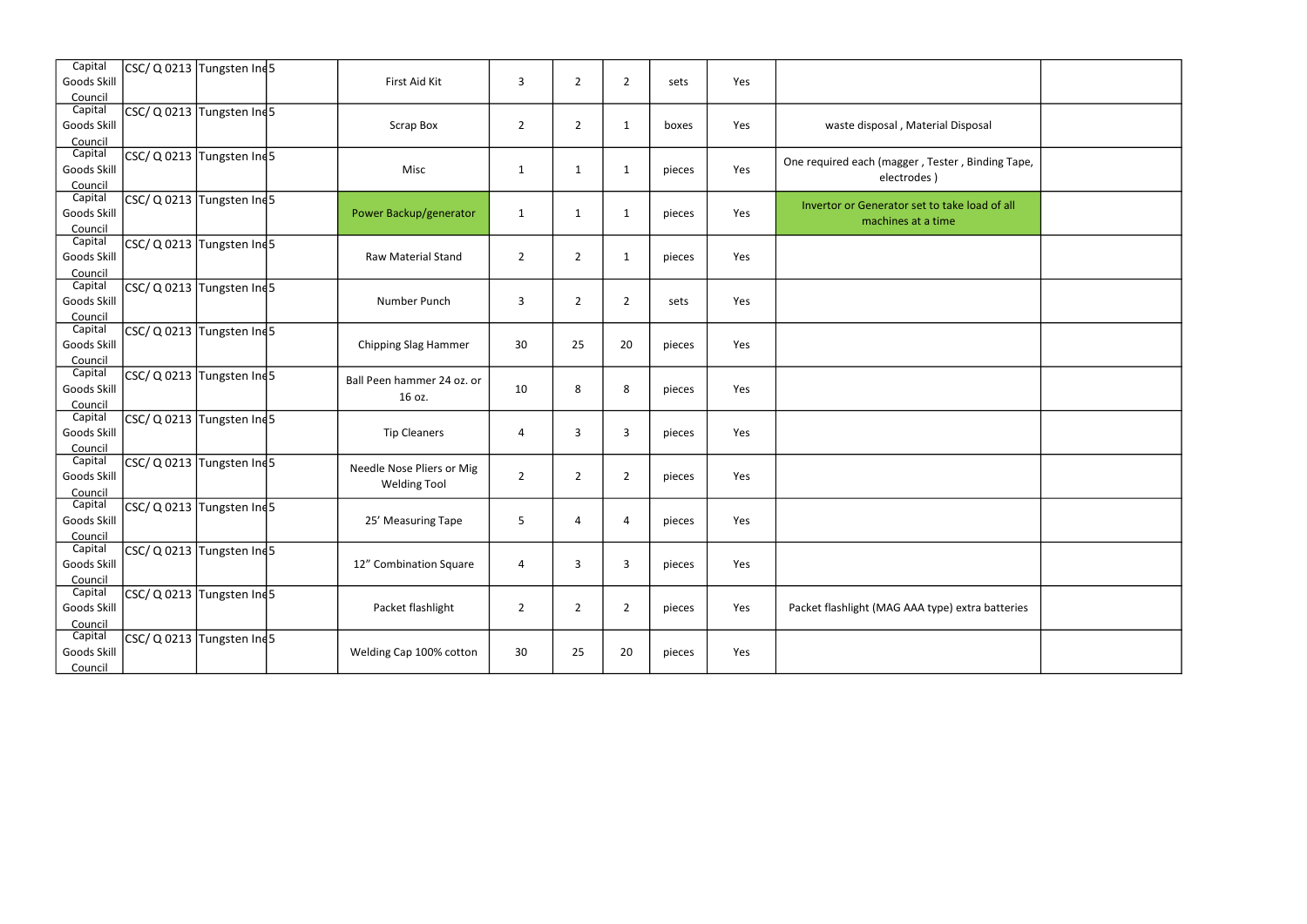| | | | | | | | | | | | |
|---|---|---|---|---|---|---|---|---|---|---|---|
| Capital Goods Skill Council | CSC/ Q 0213 | Tungsten Ine | 5 | | First Aid Kit | 3 | 2 | 2 | sets | Yes | |
| Capital Goods Skill Council | CSC/ Q 0213 | Tungsten Ine | 5 | | Scrap Box | 2 | 2 | 1 | boxes | Yes | waste disposal , Material Disposal |
| Capital Goods Skill Council | CSC/ Q 0213 | Tungsten Ine | 5 | | Misc | 1 | 1 | 1 | pieces | Yes | One required each (magger , Tester , Binding Tape, electrodes ) |
| Capital Goods Skill Council | CSC/ Q 0213 | Tungsten Ine | 5 | | Power Backup/generator | 1 | 1 | 1 | pieces | Yes | Invertor or Generator set to take load of all machines at a time |
| Capital Goods Skill Council | CSC/ Q 0213 | Tungsten Ine | 5 | | Raw Material Stand | 2 | 2 | 1 | pieces | Yes | |
| Capital Goods Skill Council | CSC/ Q 0213 | Tungsten Ine | 5 | | Number Punch | 3 | 2 | 2 | sets | Yes | |
| Capital Goods Skill Council | CSC/ Q 0213 | Tungsten Ine | 5 | | Chipping Slag Hammer | 30 | 25 | 20 | pieces | Yes | |
| Capital Goods Skill Council | CSC/ Q 0213 | Tungsten Ine | 5 | | Ball Peen hammer 24 oz. or 16 oz. | 10 | 8 | 8 | pieces | Yes | |
| Capital Goods Skill Council | CSC/ Q 0213 | Tungsten Ine | 5 | | Tip Cleaners | 4 | 3 | 3 | pieces | Yes | |
| Capital Goods Skill Council | CSC/ Q 0213 | Tungsten Ine | 5 | | Needle Nose Pliers or Mig Welding Tool | 2 | 2 | 2 | pieces | Yes | |
| Capital Goods Skill Council | CSC/ Q 0213 | Tungsten Ine | 5 | | 25' Measuring Tape | 5 | 4 | 4 | pieces | Yes | |
| Capital Goods Skill Council | CSC/ Q 0213 | Tungsten Ine | 5 | | 12" Combination Square | 4 | 3 | 3 | pieces | Yes | |
| Capital Goods Skill Council | CSC/ Q 0213 | Tungsten Ine | 5 | | Packet flashlight | 2 | 2 | 2 | pieces | Yes | Packet flashlight (MAG AAA type) extra batteries |
| Capital Goods Skill Council | CSC/ Q 0213 | Tungsten Ine | 5 | | Welding Cap 100% cotton | 30 | 25 | 20 | pieces | Yes | |